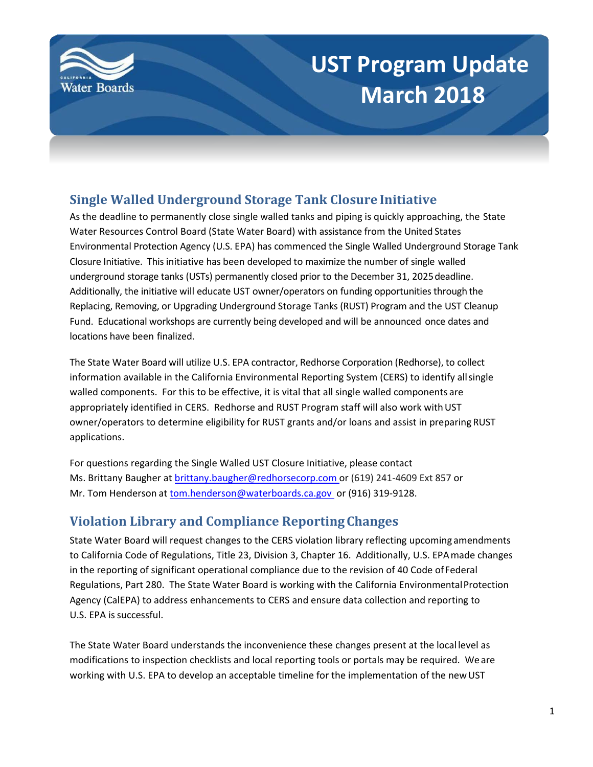# UST Program Update March 2018

## Single Walled Underground Storage Tank Closure Initiative

As the deadline to permanently close single walled tanks and piping is quickly approaching, the State Water Resources Control Board (State Water Board) with assistance from the United States Environmental Protection Agency (U.S. EPA) has commenced the Single Walled Underground Storage Tank Closure Initiative. This initiative has been developed to maximize the number of single walled underground storage tanks (USTs) permanently closed prior to the December 31, 2025 deadline. Additionally, the initiative will educate UST owner/operators on funding opportunities through the Replacing, Removing, or Upgrading Underground Storage Tanks (RUST) Program and the UST Cleanup Fund. Educational workshops are currently being developed and will be announced once dates and locations have been finalized.

The State Water Board will utilize U.S. EPA contractor, Redhorse Corporation (Redhorse), to collect information available in the California Environmental Reporting System (CERS) to identify all single walled components. For this to be effective, it is vital that all single walled components are appropriately identified in CERS. Redhorse and RUST Program staff will also work with UST owner/operators to determine eligibility for RUST grants and/or loans and assist in preparing RUST applications.

For questions regarding the Single Walled UST Closure Initiative, please contact Ms. Brittany Baugher at brittany.baugher@redhorsecorp.com or (619) 241-4609 Ext 857 or Mr. Tom Henderson at tom.henderson@waterboards.ca.gov or (916) 319-9128.

## Violation Library and Compliance Reporting Changes

State Water Board will request changes to the CERS violation library reflecting upcoming amendments to California Code of Regulations, Title 23, Division 3, Chapter 16. Additionally, U.S. EPA made changes in the reporting of significant operational compliance due to the revision of 40 Code of Federal Regulations, Part 280. The State Water Board is working with the California Environmental Protection Agency (CalEPA) to address enhancements to CERS and ensure data collection and reporting to U.S. EPA is successful.

The State Water Board understands the inconvenience these changes present at the local level as modifications to inspection checklists and local reporting tools or portals may be required. We are working with U.S. EPA to develop an acceptable timeline for the implementation of the new UST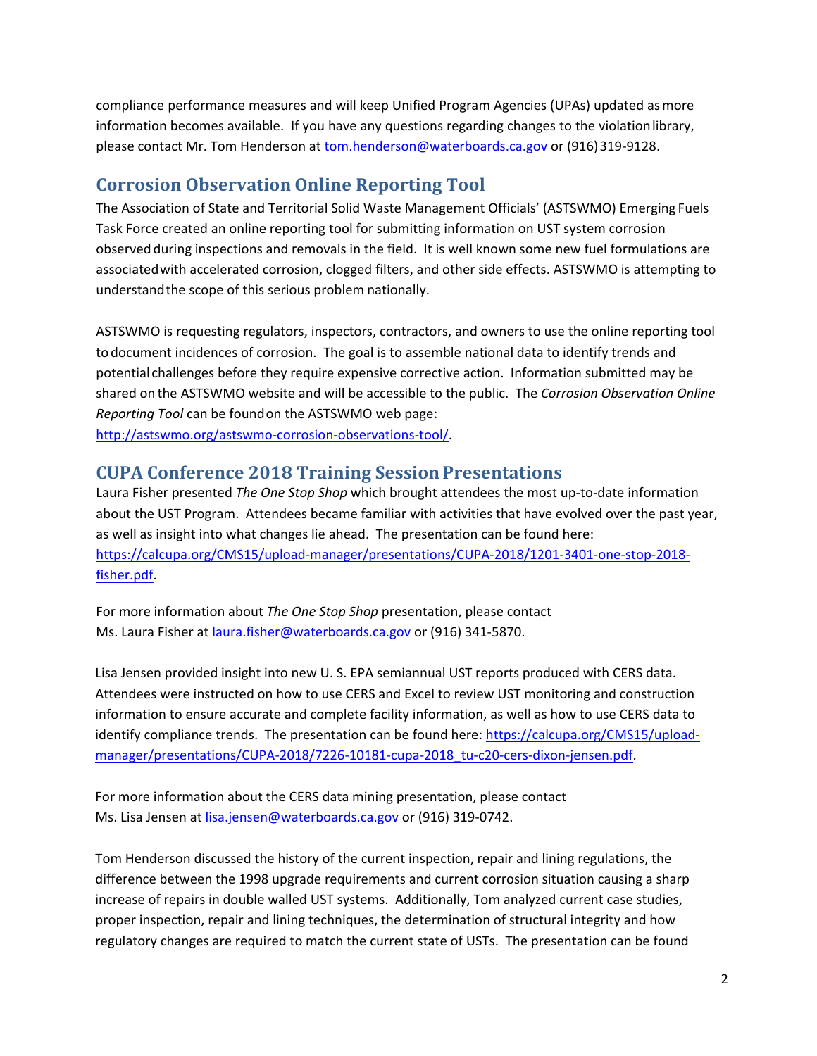compliance performance measures and will keep Unified Program Agencies (UPAs) updated as more information becomes available. If you have any questions regarding changes to the violation library, please contact Mr. Tom Henderson at [tom.henderson@waterboards.ca.gov](mailto:tom.henderson@waterboards.ca.gov) or (916) 319-9128.

## Corrosion Observation Online Reporting Tool

The Association of State and Territorial Solid Waste Management Officials' (ASTSWMO) Emerging Fuels Task Force created an online reporting tool for submitting information on UST system corrosion observed during inspections and removals in the field. It is well known some new fuel formulations are associated with accelerated corrosion, clogged filters, and other side effects. ASTSWMO is attempting to understand the scope of this serious problem nationally.

ASTSWMO is requesting regulators, inspectors, contractors, and owners to use the online reporting tool to document incidences of corrosion. The goal is to assemble national data to identify trends and potential challenges before they require expensive corrective action. Information submitted may be shared on the ASTSWMO website and will be accessible to the public. The *Corrosion Observation Online Reporting Tool* can be found on the ASTSWMO web page: [http://astswmo.org/astswmo-corrosion-observations-tool/](http://astswmo.org/astswmo-corrosion-observations-tool/).

## CUPA Conference 2018 Training Session Presentations

Laura Fisher presented *The One Stop Shop* which brought attendees the most up-to-date information about the UST Program. Attendees became familiar with activities that have evolved over the past year, as well as insight into what changes lie ahead. The presentation can be found here: [https://calcupa.org/CMS15/upload-manager/presentations/CUPA-2018/1201-3401-one-stop-2018-fisher.pdf](https://calcupa.org/CMS15/upload-manager/presentations/CUPA-2018/1201-3401-one-stop-2018-fisher.pdf).

For more information about *The One Stop Shop* presentation, please contact Ms. Laura Fisher at [laura.fisher@waterboards.ca.gov](mailto:laura.fisher@waterboards.ca.gov) or (916) 341-5870.

Lisa Jensen provided insight into new U. S. EPA semiannual UST reports produced with CERS data. Attendees were instructed on how to use CERS and Excel to review UST monitoring and construction information to ensure accurate and complete facility information, as well as how to use CERS data to identify compliance trends. The presentation can be found here: [https://calcupa.org/CMS15/upload-manager/presentations/CUPA-2018/7226-10181-cupa-2018_tu-c20-cers-dixon-jensen.pdf](https://calcupa.org/CMS15/upload-manager/presentations/CUPA-2018/7226-10181-cupa-2018_tu-c20-cers-dixon-jensen.pdf).

For more information about the CERS data mining presentation, please contact Ms. Lisa Jensen at [lisa.jensen@waterboards.ca.gov](mailto:lisa.jensen@waterboards.ca.gov) or (916) 319-0742.

Tom Henderson discussed the history of the current inspection, repair and lining regulations, the difference between the 1998 upgrade requirements and current corrosion situation causing a sharp increase of repairs in double walled UST systems. Additionally, Tom analyzed current case studies, proper inspection, repair and lining techniques, the determination of structural integrity and how regulatory changes are required to match the current state of USTs. The presentation can be found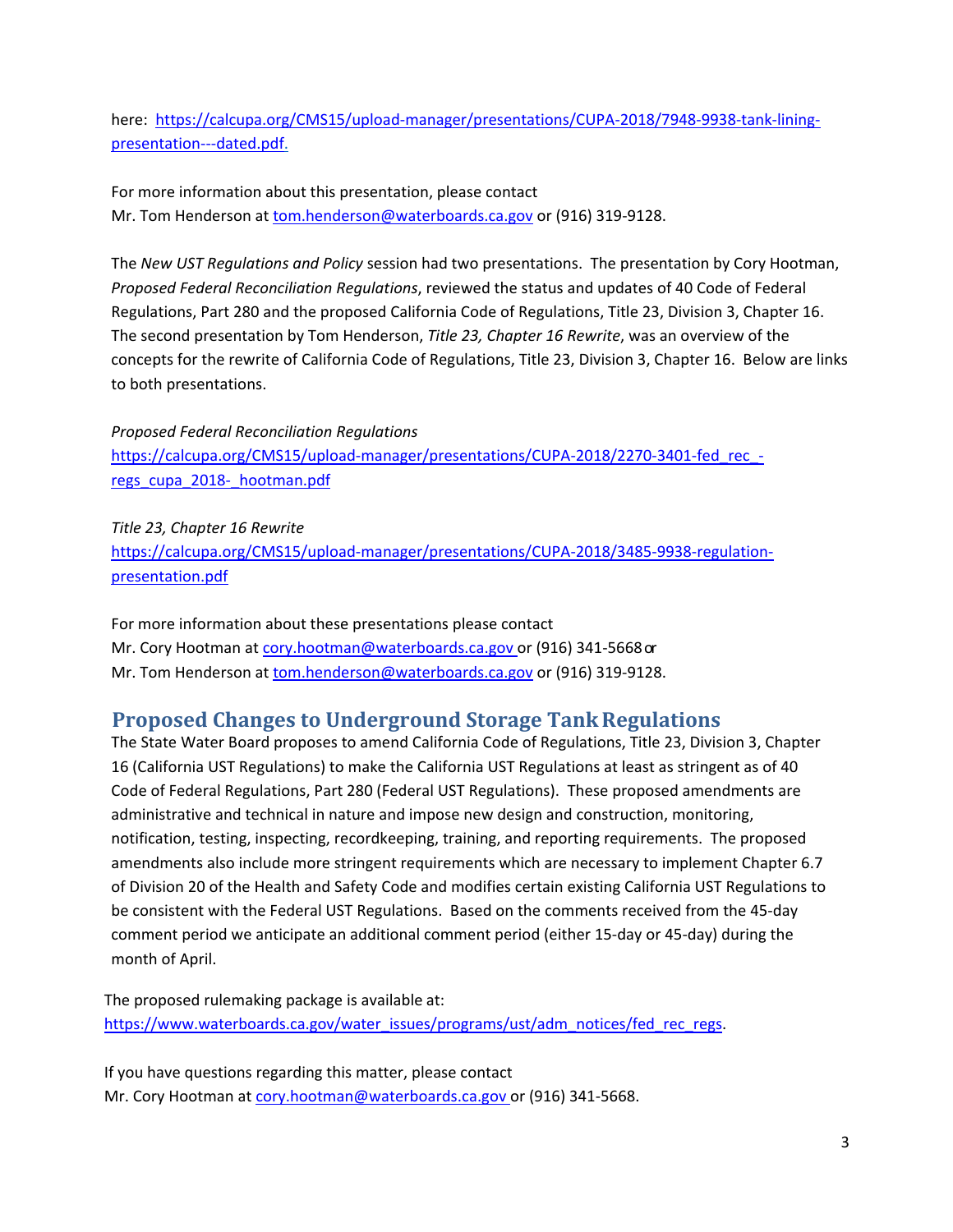here: https://calcupa.org/CMS15/upload-manager/presentations/CUPA-2018/7948-9938-tank-lining-presentation---dated.pdf.

For more information about this presentation, please contact
Mr. Tom Henderson at tom.henderson@waterboards.ca.gov or (916) 319-9128.

The *New UST Regulations and Policy* session had two presentations. The presentation by Cory Hootman, *Proposed Federal Reconciliation Regulations*, reviewed the status and updates of 40 Code of Federal Regulations, Part 280 and the proposed California Code of Regulations, Title 23, Division 3, Chapter 16. The second presentation by Tom Henderson, *Title 23, Chapter 16 Rewrite*, was an overview of the concepts for the rewrite of California Code of Regulations, Title 23, Division 3, Chapter 16. Below are links to both presentations.

*Proposed Federal Reconciliation Regulations*
https://calcupa.org/CMS15/upload-manager/presentations/CUPA-2018/2270-3401-fed_rec_-regs_cupa_2018-_hootman.pdf

*Title 23, Chapter 16 Rewrite*
https://calcupa.org/CMS15/upload-manager/presentations/CUPA-2018/3485-9938-regulation-presentation.pdf

For more information about these presentations please contact
Mr. Cory Hootman at cory.hootman@waterboards.ca.gov or (916) 341-5668 or
Mr. Tom Henderson at tom.henderson@waterboards.ca.gov or (916) 319-9128.

## Proposed Changes to Underground Storage Tank Regulations

The State Water Board proposes to amend California Code of Regulations, Title 23, Division 3, Chapter 16 (California UST Regulations) to make the California UST Regulations at least as stringent as of 40 Code of Federal Regulations, Part 280 (Federal UST Regulations). These proposed amendments are administrative and technical in nature and impose new design and construction, monitoring, notification, testing, inspecting, recordkeeping, training, and reporting requirements. The proposed amendments also include more stringent requirements which are necessary to implement Chapter 6.7 of Division 20 of the Health and Safety Code and modifies certain existing California UST Regulations to be consistent with the Federal UST Regulations. Based on the comments received from the 45-day comment period we anticipate an additional comment period (either 15-day or 45-day) during the month of April.

The proposed rulemaking package is available at:
https://www.waterboards.ca.gov/water_issues/programs/ust/adm_notices/fed_rec_regs.

If you have questions regarding this matter, please contact
Mr. Cory Hootman at cory.hootman@waterboards.ca.gov or (916) 341-5668.